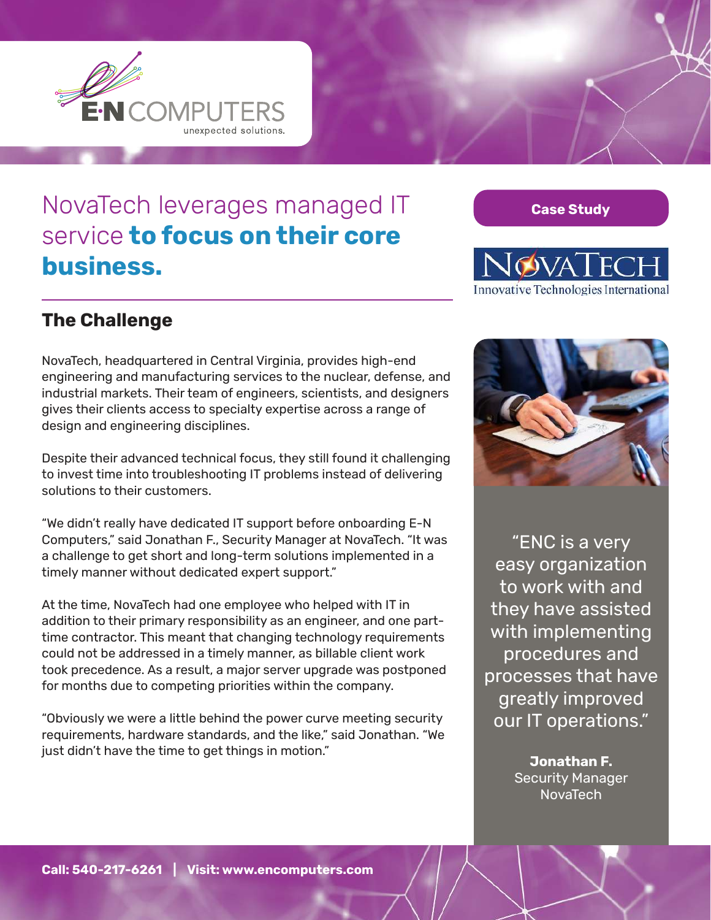E·N COMPUTERS
unexpected solutions.

# NovaTech leverages managed IT service **to focus on their core business.**

**Case Study**

NOVATECH
Innovative Technologies International

## The Challenge

NovaTech, headquartered in Central Virginia, provides high-end engineering and manufacturing services to the nuclear, defense, and industrial markets. Their team of engineers, scientists, and designers gives their clients access to specialty expertise across a range of design and engineering disciplines.

Despite their advanced technical focus, they still found it challenging to invest time into troubleshooting IT problems instead of delivering solutions to their customers.

"We didn't really have dedicated IT support before onboarding E-N Computers," said Jonathan F., Security Manager at NovaTech. "It was a challenge to get short and long-term solutions implemented in a timely manner without dedicated expert support."

At the time, NovaTech had one employee who helped with IT in addition to their primary responsibility as an engineer, and one part-time contractor. This meant that changing technology requirements could not be addressed in a timely manner, as billable client work took precedence. As a result, a major server upgrade was postponed for months due to competing priorities within the company.

"Obviously we were a little behind the power curve meeting security requirements, hardware standards, and the like," said Jonathan. "We just didn't have the time to get things in motion."

> "ENC is a very easy organization to work with and they have assisted with implementing procedures and processes that have greatly improved our IT operations."
>
> **Jonathan F.**
> Security Manager
> NovaTech

**Call: 540-217-6261 | Visit: www.encomputers.com**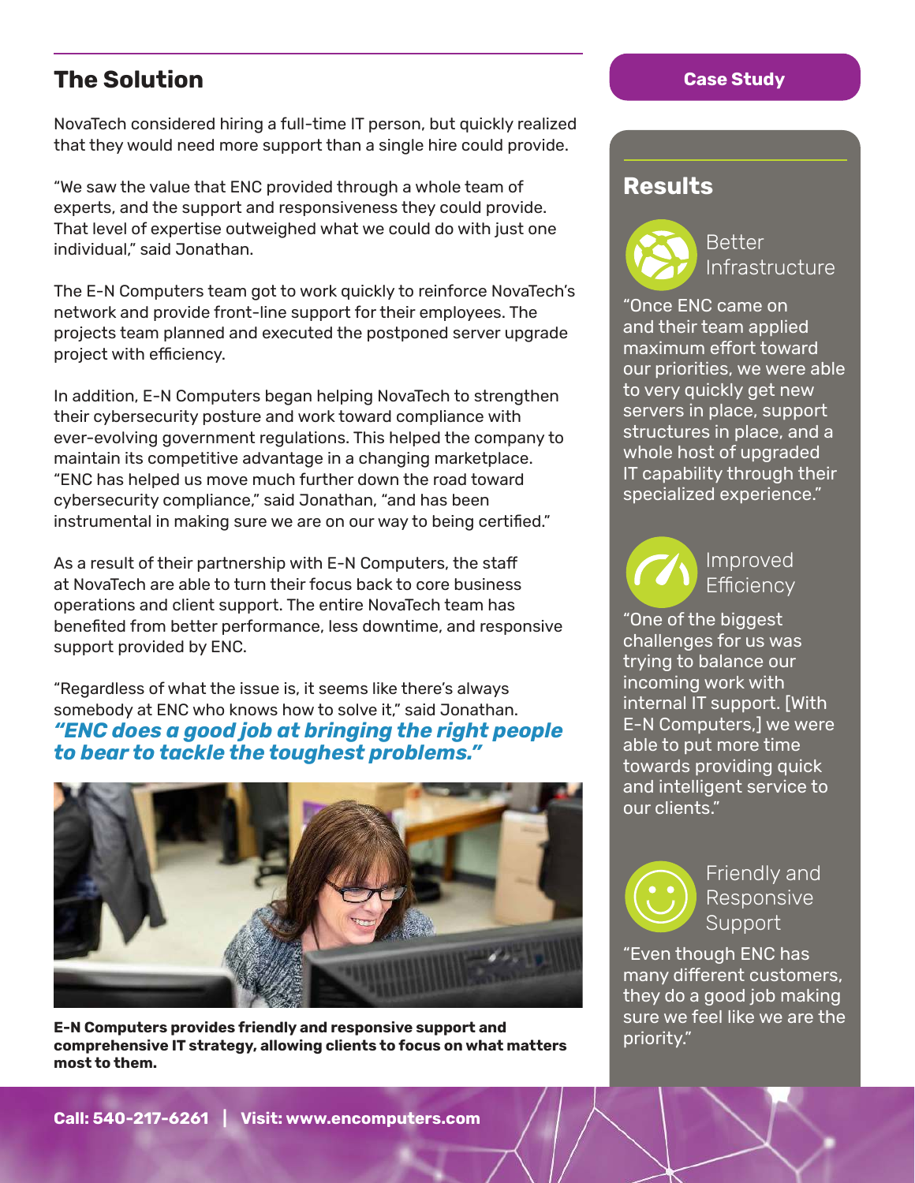## The Solution

NovaTech considered hiring a full-time IT person, but quickly realized that they would need more support than a single hire could provide.

"We saw the value that ENC provided through a whole team of experts, and the support and responsiveness they could provide. That level of expertise outweighed what we could do with just one individual," said Jonathan.

The E-N Computers team got to work quickly to reinforce NovaTech's network and provide front-line support for their employees. The projects team planned and executed the postponed server upgrade project with efficiency.

In addition, E-N Computers began helping NovaTech to strengthen their cybersecurity posture and work toward compliance with ever-evolving government regulations. This helped the company to maintain its competitive advantage in a changing marketplace. "ENC has helped us move much further down the road toward cybersecurity compliance," said Jonathan, "and has been instrumental in making sure we are on our way to being certified."

As a result of their partnership with E-N Computers, the staff at NovaTech are able to turn their focus back to core business operations and client support. The entire NovaTech team has benefited from better performance, less downtime, and responsive support provided by ENC.

"Regardless of what the issue is, it seems like there's always somebody at ENC who knows how to solve it," said Jonathan. ***"ENC does a good job at bringing the right people to bear to tackle the toughest problems."***

**E-N Computers provides friendly and responsive support and comprehensive IT strategy, allowing clients to focus on what matters most to them.**

**Case Study**

## Results

### Better Infrastructure

"Once ENC came on and their team applied maximum effort toward our priorities, we were able to very quickly get new servers in place, support structures in place, and a whole host of upgraded IT capability through their specialized experience."

### Improved Efficiency

"One of the biggest challenges for us was trying to balance our incoming work with internal IT support. [With E-N Computers,] we were able to put more time towards providing quick and intelligent service to our clients."

### Friendly and Responsive Support

"Even though ENC has many different customers, they do a good job making sure we feel like we are the priority."

**Call: 540-217-6261 | Visit: www.encomputers.com**